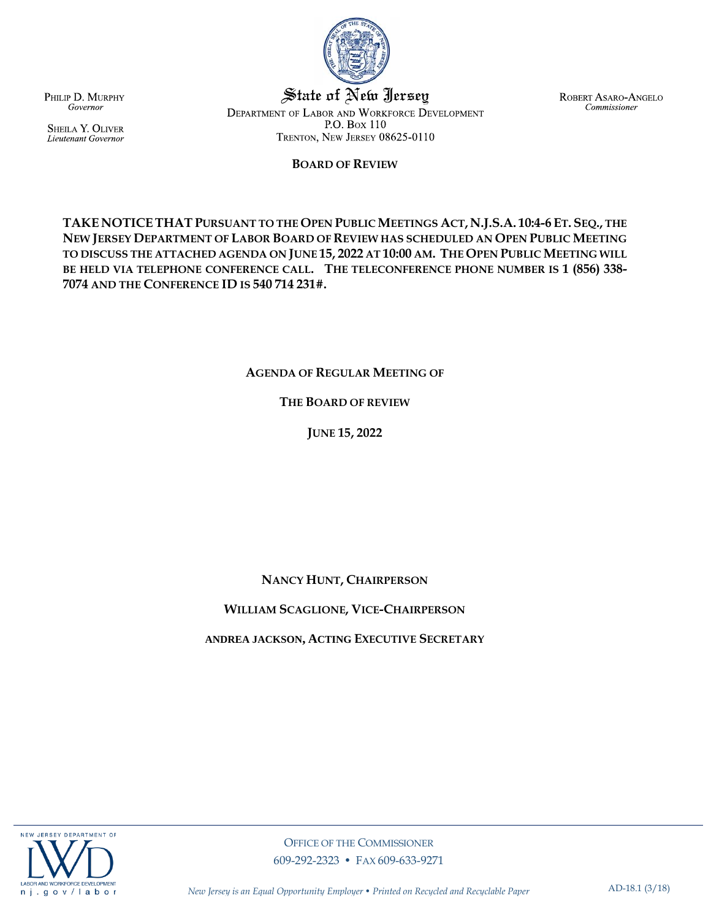PHILIP D. MURPHY
*Governor*

SHEILA Y. OLIVER
*Lieutenant Governor*

State of New Jersey

DEPARTMENT OF LABOR AND WORKFORCE DEVELOPMENT
P.O. BOX 110
TRENTON, NEW JERSEY 08625-0110

ROBERT ASARO-ANGELO
*Commissioner*

**BOARD OF REVIEW**

**TAKE NOTICE THAT PURSUANT TO THE OPEN PUBLIC MEETINGS ACT, N.J.S.A. 10:4-6 ET. SEQ., THE NEW JERSEY DEPARTMENT OF LABOR BOARD OF REVIEW HAS SCHEDULED AN OPEN PUBLIC MEETING TO DISCUSS THE ATTACHED AGENDA ON JUNE 15, 2022 AT 10:00 AM. THE OPEN PUBLIC MEETING WILL BE HELD VIA TELEPHONE CONFERENCE CALL. THE TELECONFERENCE PHONE NUMBER IS 1 (856) 338-7074 AND THE CONFERENCE ID IS 540 714 231#.**

**AGENDA OF REGULAR MEETING OF**

**THE BOARD OF REVIEW**

**JUNE 15, 2022**

**NANCY HUNT, CHAIRPERSON**

**WILLIAM SCAGLIONE, VICE-CHAIRPERSON**

**ANDREA JACKSON, ACTING EXECUTIVE SECRETARY**

OFFICE OF THE COMMISSIONER
609-292-2323 • FAX 609-633-9271

*New Jersey is an Equal Opportunity Employer • Printed on Recycled and Recyclable Paper*

AD-18.1 (3/18)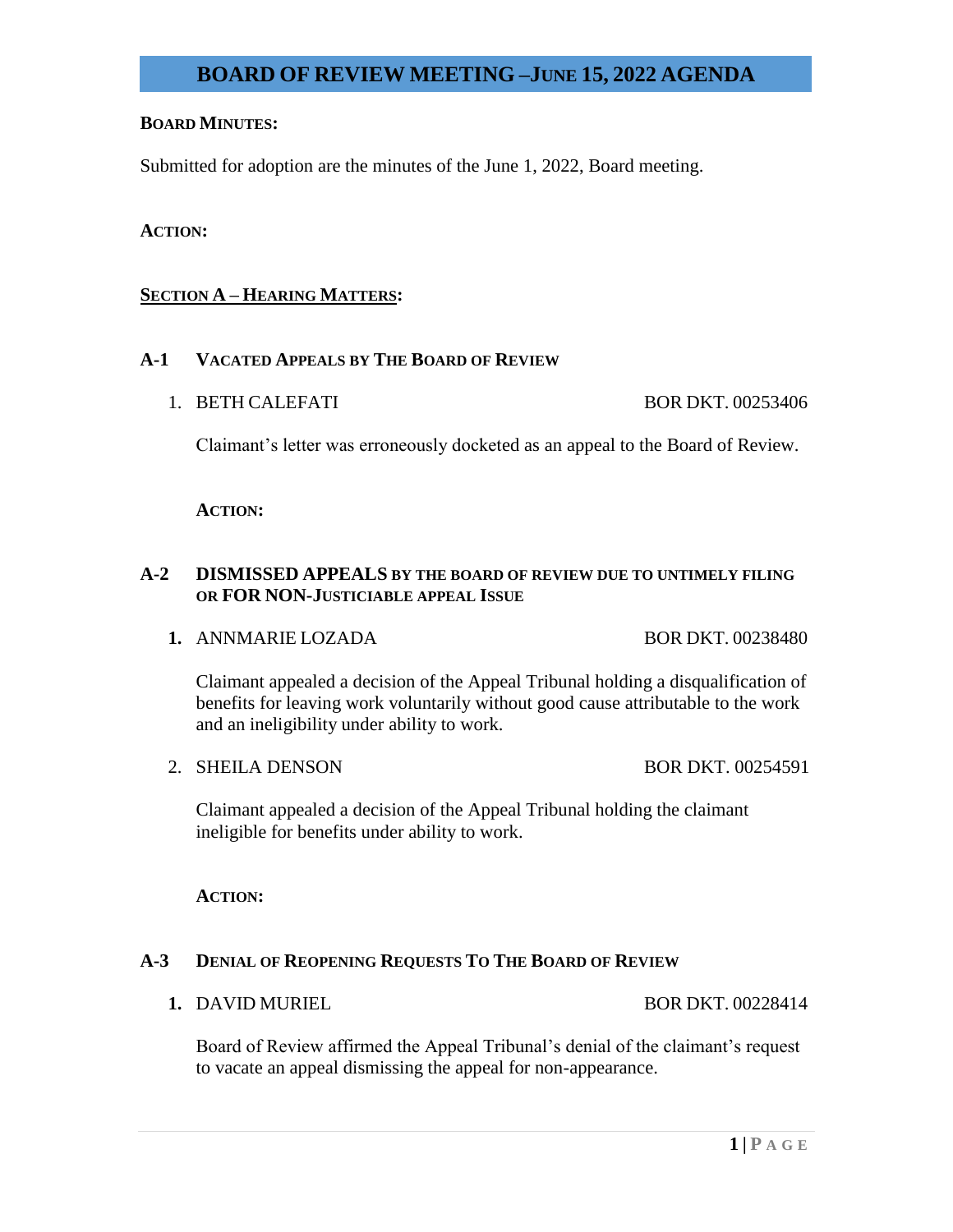# BOARD OF REVIEW MEETING – JUNE 15, 2022 AGENDA

**BOARD MINUTES:**

Submitted for adoption are the minutes of the June 1, 2022, Board meeting.

**ACTION:**

## SECTION A – HEARING MATTERS:

### A-1 VACATED APPEALS BY THE BOARD OF REVIEW

1. BETH CALEFATI — BOR DKT. 00253406

   Claimant's letter was erroneously docketed as an appeal to the Board of Review.

**ACTION:**

### A-2 DISMISSED APPEALS BY THE BOARD OF REVIEW DUE TO UNTIMELY FILING OR FOR NON-JUSTICIABLE APPEAL ISSUE

1. ANNMARIE LOZADA — BOR DKT. 00238480

   Claimant appealed a decision of the Appeal Tribunal holding a disqualification of benefits for leaving work voluntarily without good cause attributable to the work and an ineligibility under ability to work.

2. SHEILA DENSON — BOR DKT. 00254591

   Claimant appealed a decision of the Appeal Tribunal holding the claimant ineligible for benefits under ability to work.

**ACTION:**

### A-3 DENIAL OF REOPENING REQUESTS TO THE BOARD OF REVIEW

1. DAVID MURIEL — BOR DKT. 00228414

   Board of Review affirmed the Appeal Tribunal's denial of the claimant's request to vacate an appeal dismissing the appeal for non-appearance.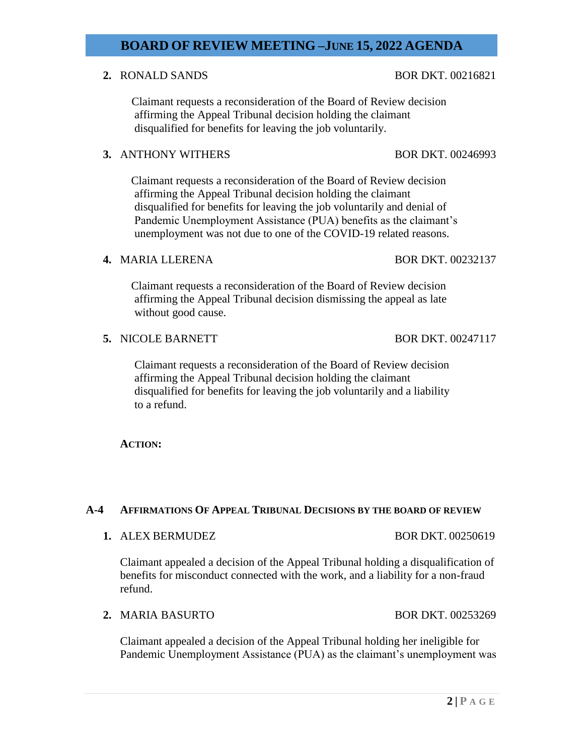2. RONALD SANDS BOR DKT. 00216821

   Claimant requests a reconsideration of the Board of Review decision affirming the Appeal Tribunal decision holding the claimant disqualified for benefits for leaving the job voluntarily.

3. ANTHONY WITHERS BOR DKT. 00246993

   Claimant requests a reconsideration of the Board of Review decision affirming the Appeal Tribunal decision holding the claimant disqualified for benefits for leaving the job voluntarily and denial of Pandemic Unemployment Assistance (PUA) benefits as the claimant's unemployment was not due to one of the COVID-19 related reasons.

4. MARIA LLERENA BOR DKT. 00232137

   Claimant requests a reconsideration of the Board of Review decision affirming the Appeal Tribunal decision dismissing the appeal as late without good cause.

5. NICOLE BARNETT BOR DKT. 00247117

   Claimant requests a reconsideration of the Board of Review decision affirming the Appeal Tribunal decision holding the claimant disqualified for benefits for leaving the job voluntarily and a liability to a refund.

**ACTION:**

## A-4 AFFIRMATIONS OF APPEAL TRIBUNAL DECISIONS BY THE BOARD OF REVIEW

1. ALEX BERMUDEZ BOR DKT. 00250619

   Claimant appealed a decision of the Appeal Tribunal holding a disqualification of benefits for misconduct connected with the work, and a liability for a non-fraud refund.

2. MARIA BASURTO BOR DKT. 00253269

   Claimant appealed a decision of the Appeal Tribunal holding her ineligible for Pandemic Unemployment Assistance (PUA) as the claimant's unemployment was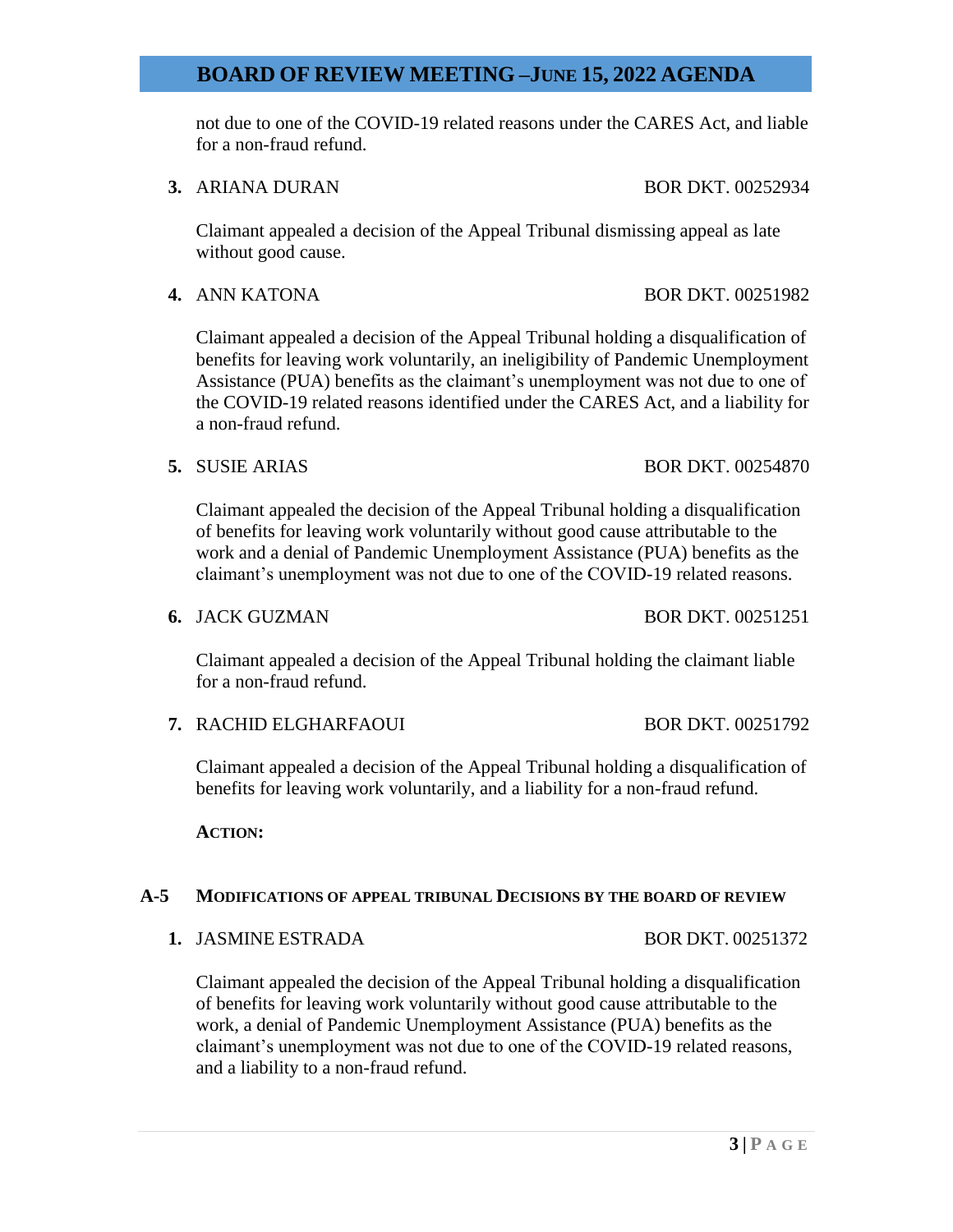not due to one of the COVID-19 related reasons under the CARES Act, and liable for a non-fraud refund.

**3.** ARIANA DURAN — BOR DKT. 00252934

Claimant appealed a decision of the Appeal Tribunal dismissing appeal as late without good cause.

**4.** ANN KATONA — BOR DKT. 00251982

Claimant appealed a decision of the Appeal Tribunal holding a disqualification of benefits for leaving work voluntarily, an ineligibility of Pandemic Unemployment Assistance (PUA) benefits as the claimant's unemployment was not due to one of the COVID-19 related reasons identified under the CARES Act, and a liability for a non-fraud refund.

**5.** SUSIE ARIAS — BOR DKT. 00254870

Claimant appealed the decision of the Appeal Tribunal holding a disqualification of benefits for leaving work voluntarily without good cause attributable to the work and a denial of Pandemic Unemployment Assistance (PUA) benefits as the claimant's unemployment was not due to one of the COVID-19 related reasons.

**6.** JACK GUZMAN — BOR DKT. 00251251

Claimant appealed a decision of the Appeal Tribunal holding the claimant liable for a non-fraud refund.

**7.** RACHID ELGHARFAOUI — BOR DKT. 00251792

Claimant appealed a decision of the Appeal Tribunal holding a disqualification of benefits for leaving work voluntarily, and a liability for a non-fraud refund.

**ACTION:**

## A-5 MODIFICATIONS OF APPEAL TRIBUNAL DECISIONS BY THE BOARD OF REVIEW

**1.** JASMINE ESTRADA — BOR DKT. 00251372

Claimant appealed the decision of the Appeal Tribunal holding a disqualification of benefits for leaving work voluntarily without good cause attributable to the work, a denial of Pandemic Unemployment Assistance (PUA) benefits as the claimant's unemployment was not due to one of the COVID-19 related reasons, and a liability to a non-fraud refund.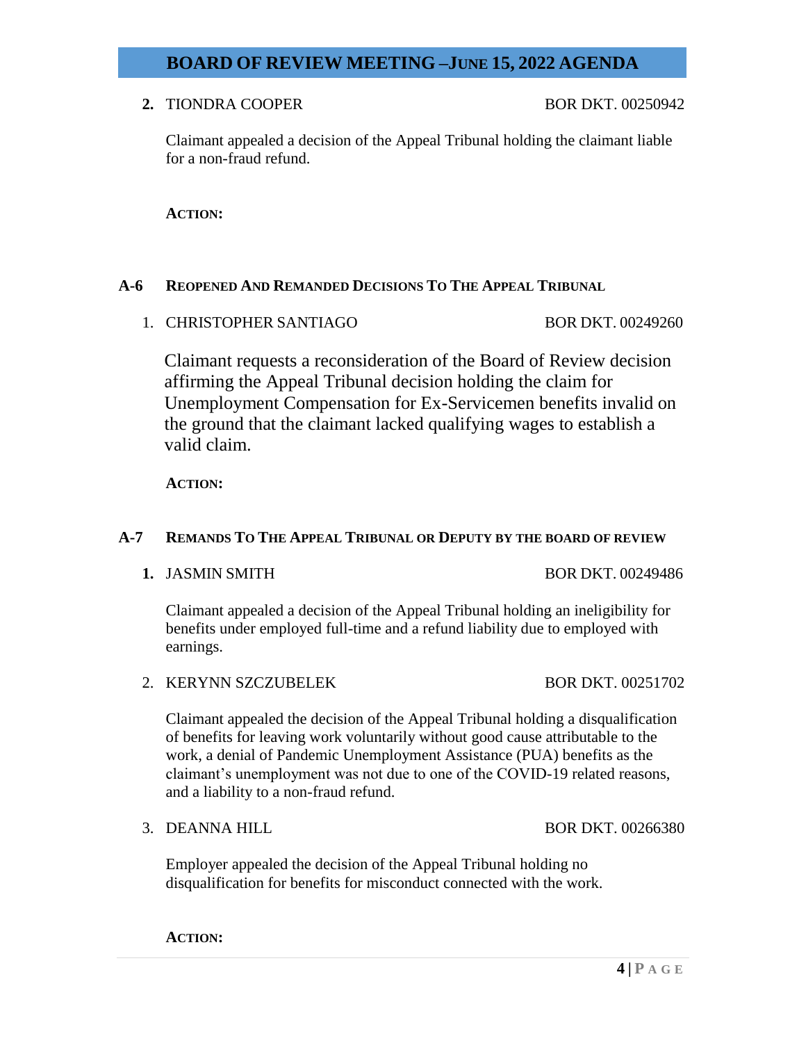# BOARD OF REVIEW MEETING – JUNE 15, 2022 AGENDA

**2.** TIONDRA COOPER BOR DKT. 00250942

Claimant appealed a decision of the Appeal Tribunal holding the claimant liable for a non-fraud refund.

**ACTION:**

## A-6 REOPENED AND REMANDED DECISIONS TO THE APPEAL TRIBUNAL

1. CHRISTOPHER SANTIAGO BOR DKT. 00249260

Claimant requests a reconsideration of the Board of Review decision affirming the Appeal Tribunal decision holding the claim for Unemployment Compensation for Ex-Servicemen benefits invalid on the ground that the claimant lacked qualifying wages to establish a valid claim.

**ACTION:**

## A-7 REMANDS TO THE APPEAL TRIBUNAL OR DEPUTY BY THE BOARD OF REVIEW

**1.** JASMIN SMITH BOR DKT. 00249486

Claimant appealed a decision of the Appeal Tribunal holding an ineligibility for benefits under employed full-time and a refund liability due to employed with earnings.

2. KERYNN SZCZUBELEK BOR DKT. 00251702

Claimant appealed the decision of the Appeal Tribunal holding a disqualification of benefits for leaving work voluntarily without good cause attributable to the work, a denial of Pandemic Unemployment Assistance (PUA) benefits as the claimant's unemployment was not due to one of the COVID-19 related reasons, and a liability to a non-fraud refund.

3. DEANNA HILL BOR DKT. 00266380

Employer appealed the decision of the Appeal Tribunal holding no disqualification for benefits for misconduct connected with the work.

**ACTION:**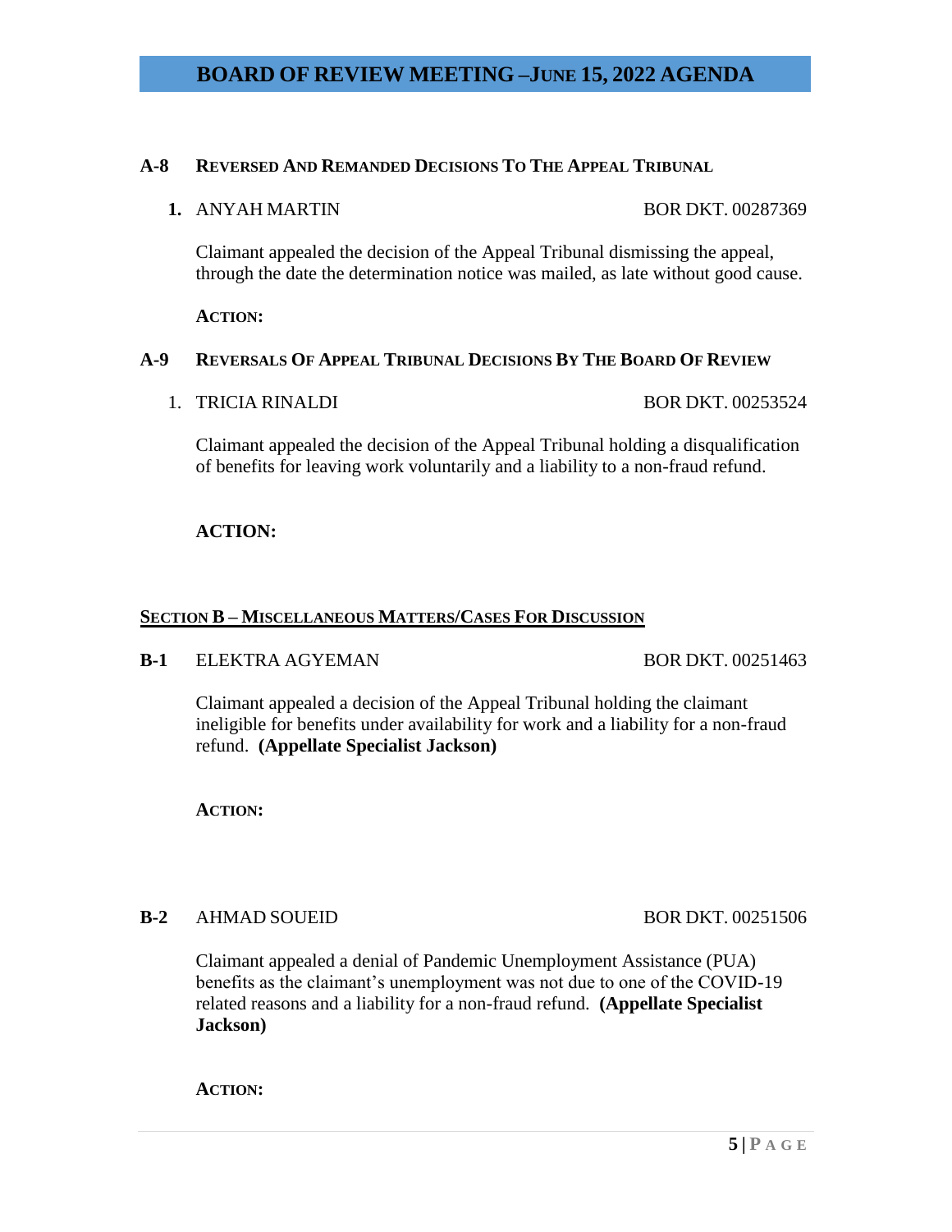### A-8 Reversed And Remanded Decisions To The Appeal Tribunal

**1.** ANYAH MARTIN — BOR DKT. 00287369

Claimant appealed the decision of the Appeal Tribunal dismissing the appeal, through the date the determination notice was mailed, as late without good cause.

**ACTION:**

### A-9 Reversals Of Appeal Tribunal Decisions By The Board Of Review

1. TRICIA RINALDI — BOR DKT. 00253524

Claimant appealed the decision of the Appeal Tribunal holding a disqualification of benefits for leaving work voluntarily and a liability to a non-fraud refund.

**ACTION:**

## Section B – Miscellaneous Matters/Cases For Discussion

### B-1 ELEKTRA AGYEMAN — BOR DKT. 00251463

Claimant appealed a decision of the Appeal Tribunal holding the claimant ineligible for benefits under availability for work and a liability for a non-fraud refund. **(Appellate Specialist Jackson)**

**ACTION:**

### B-2 AHMAD SOUEID — BOR DKT. 00251506

Claimant appealed a denial of Pandemic Unemployment Assistance (PUA) benefits as the claimant's unemployment was not due to one of the COVID-19 related reasons and a liability for a non-fraud refund. **(Appellate Specialist Jackson)**

**ACTION:**